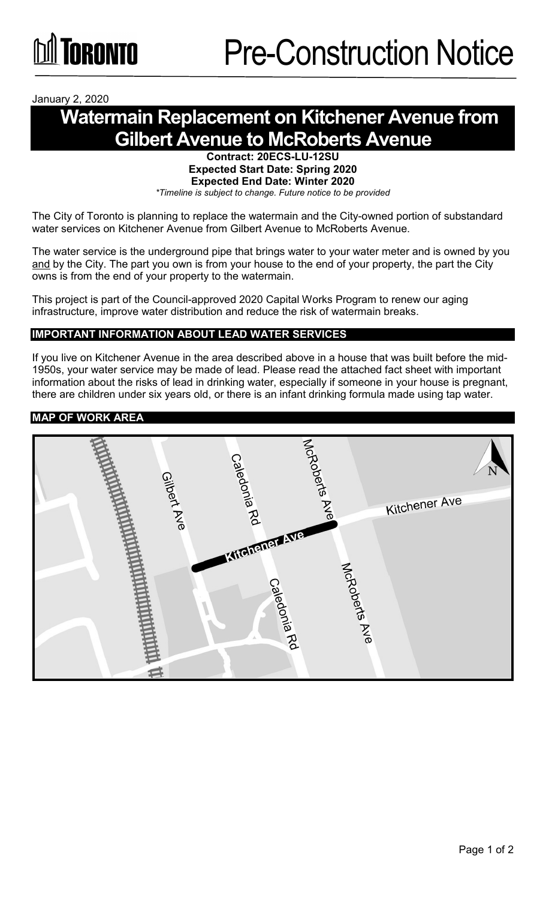TORONTO

# Pre-Construction Notice

January 2, 2020

# Watermain Replacement on Kitchener Avenue from Gilbert Avenue to McRoberts Avenue

**Contract: 20ECS-LU-12SU**
**Expected Start Date: Spring 2020**
**Expected End Date: Winter 2020**
*\*Timeline is subject to change. Future notice to be provided*

The City of Toronto is planning to replace the watermain and the City-owned portion of substandard water services on Kitchener Avenue from Gilbert Avenue to McRoberts Avenue.

The water service is the underground pipe that brings water to your water meter and is owned by you and by the City. The part you own is from your house to the end of your property, the part the City owns is from the end of your property to the watermain.

This project is part of the Council-approved 2020 Capital Works Program to renew our aging infrastructure, improve water distribution and reduce the risk of watermain breaks.

## IMPORTANT INFORMATION ABOUT LEAD WATER SERVICES

If you live on Kitchener Avenue in the area described above in a house that was built before the mid-1950s, your water service may be made of lead. Please read the attached fact sheet with important information about the risks of lead in drinking water, especially if someone in your house is pregnant, there are children under six years old, or there is an infant drinking formula made using tap water.

## MAP OF WORK AREA

Gilbert Ave
Caledonia Rd
McRoberts Ave
Kitchener Ave
N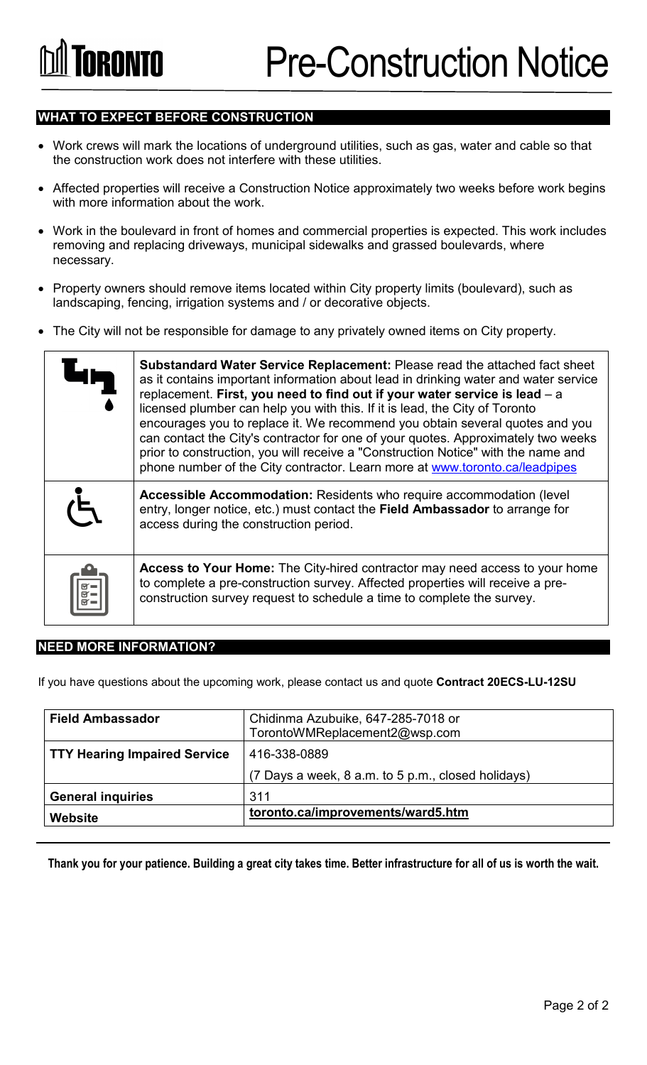# Pre-Construction Notice

## WHAT TO EXPECT BEFORE CONSTRUCTION

- Work crews will mark the locations of underground utilities, such as gas, water and cable so that the construction work does not interfere with these utilities.
- Affected properties will receive a Construction Notice approximately two weeks before work begins with more information about the work.
- Work in the boulevard in front of homes and commercial properties is expected. This work includes removing and replacing driveways, municipal sidewalks and grassed boulevards, where necessary.
- Property owners should remove items located within City property limits (boulevard), such as landscaping, fencing, irrigation systems and / or decorative objects.
- The City will not be responsible for damage to any privately owned items on City property.

| | |
|---|---|
| | **Substandard Water Service Replacement:** Please read the attached fact sheet as it contains important information about lead in drinking water and water service replacement. **First, you need to find out if your water service is lead** – a licensed plumber can help you with this. If it is lead, the City of Toronto encourages you to replace it. We recommend you obtain several quotes and you can contact the City's contractor for one of your quotes. Approximately two weeks prior to construction, you will receive a "Construction Notice" with the name and phone number of the City contractor. Learn more at www.toronto.ca/leadpipes |
| | **Accessible Accommodation:** Residents who require accommodation (level entry, longer notice, etc.) must contact the **Field Ambassador** to arrange for access during the construction period. |
| | **Access to Your Home:** The City-hired contractor may need access to your home to complete a pre-construction survey. Affected properties will receive a pre-construction survey request to schedule a time to complete the survey. |

## NEED MORE INFORMATION?

If you have questions about the upcoming work, please contact us and quote **Contract 20ECS-LU-12SU**

| | |
|---|---|
| **Field Ambassador** | Chidinma Azubuike, 647-285-7018 or TorontoWMReplacement2@wsp.com |
| **TTY Hearing Impaired Service** | 416-338-0889<br>(7 Days a week, 8 a.m. to 5 p.m., closed holidays) |
| **General inquiries** | 311 |
| **Website** | **toronto.ca/improvements/ward5.htm** |

**Thank you for your patience. Building a great city takes time. Better infrastructure for all of us is worth the wait.**